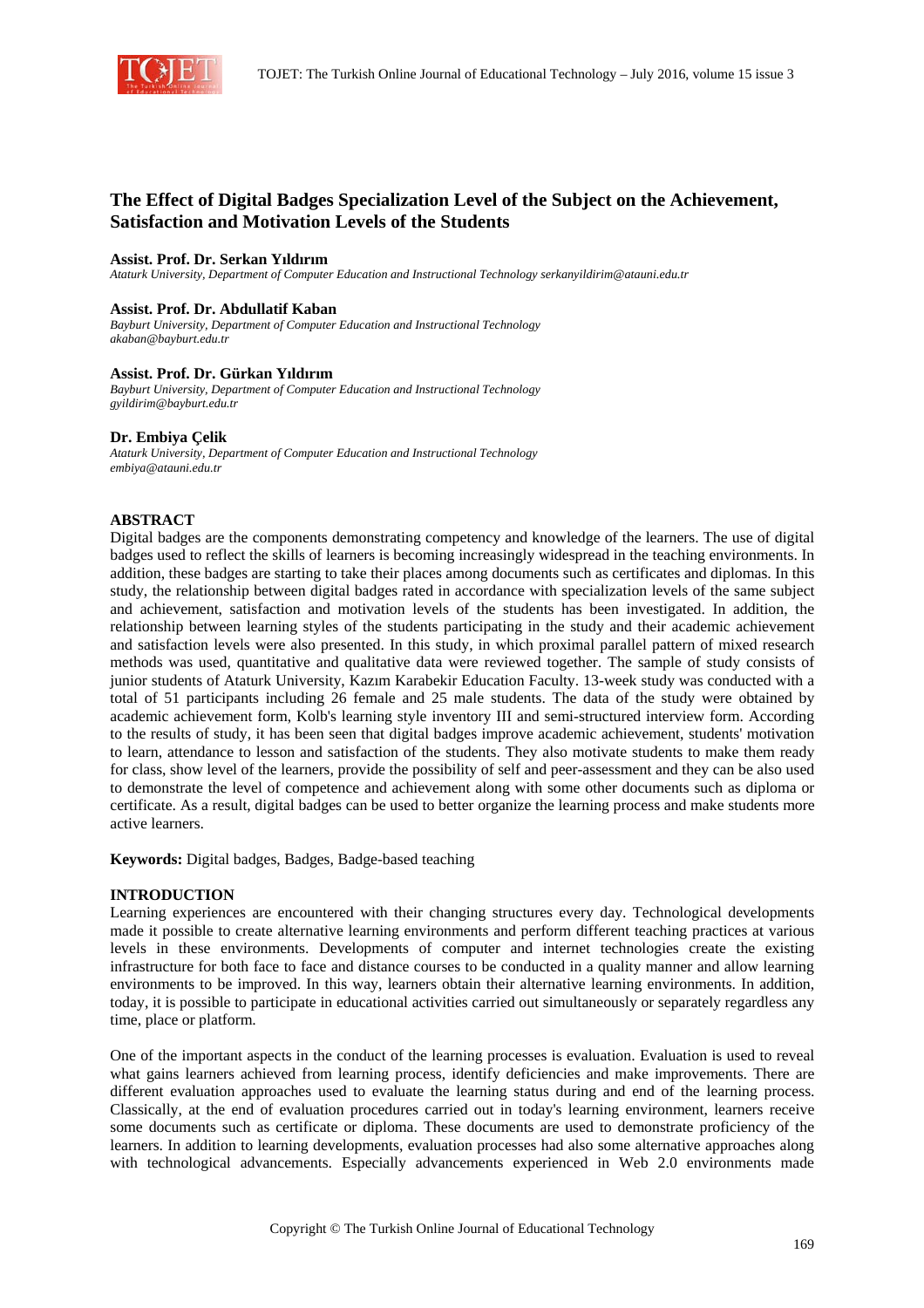# The Effect of Digital Badges Specialization Level of the Subject on the Achievement, Satisfaction and Motivation Levels of the Students

**Assist. Prof. Dr. Serkan Yıldırım**
*Ataturk University, Department of Computer Education and Instructional Technology serkanyildirim@atauni.edu.tr*

**Assist. Prof. Dr. Abdullatif Kaban**
*Bayburt University, Department of Computer Education and Instructional Technology*
*akaban@bayburt.edu.tr*

**Assist. Prof. Dr. Gürkan Yıldırım**
*Bayburt University, Department of Computer Education and Instructional Technology*
*gyildirim@bayburt.edu.tr*

**Dr. Embiya Çelik**
*Ataturk University, Department of Computer Education and Instructional Technology*
*embiya@atauni.edu.tr*

## ABSTRACT

Digital badges are the components demonstrating competency and knowledge of the learners. The use of digital badges used to reflect the skills of learners is becoming increasingly widespread in the teaching environments. In addition, these badges are starting to take their places among documents such as certificates and diplomas. In this study, the relationship between digital badges rated in accordance with specialization levels of the same subject and achievement, satisfaction and motivation levels of the students has been investigated. In addition, the relationship between learning styles of the students participating in the study and their academic achievement and satisfaction levels were also presented. In this study, in which proximal parallel pattern of mixed research methods was used, quantitative and qualitative data were reviewed together. The sample of study consists of junior students of Ataturk University, Kazım Karabekir Education Faculty. 13-week study was conducted with a total of 51 participants including 26 female and 25 male students. The data of the study were obtained by academic achievement form, Kolb's learning style inventory III and semi-structured interview form. According to the results of study, it has been seen that digital badges improve academic achievement, students' motivation to learn, attendance to lesson and satisfaction of the students. They also motivate students to make them ready for class, show level of the learners, provide the possibility of self and peer-assessment and they can be also used to demonstrate the level of competence and achievement along with some other documents such as diploma or certificate. As a result, digital badges can be used to better organize the learning process and make students more active learners.

**Keywords:** Digital badges, Badges, Badge-based teaching

## INTRODUCTION

Learning experiences are encountered with their changing structures every day. Technological developments made it possible to create alternative learning environments and perform different teaching practices at various levels in these environments. Developments of computer and internet technologies create the existing infrastructure for both face to face and distance courses to be conducted in a quality manner and allow learning environments to be improved. In this way, learners obtain their alternative learning environments. In addition, today, it is possible to participate in educational activities carried out simultaneously or separately regardless any time, place or platform.

One of the important aspects in the conduct of the learning processes is evaluation. Evaluation is used to reveal what gains learners achieved from learning process, identify deficiencies and make improvements. There are different evaluation approaches used to evaluate the learning status during and end of the learning process. Classically, at the end of evaluation procedures carried out in today's learning environment, learners receive some documents such as certificate or diploma. These documents are used to demonstrate proficiency of the learners. In addition to learning developments, evaluation processes had also some alternative approaches along with technological advancements. Especially advancements experienced in Web 2.0 environments made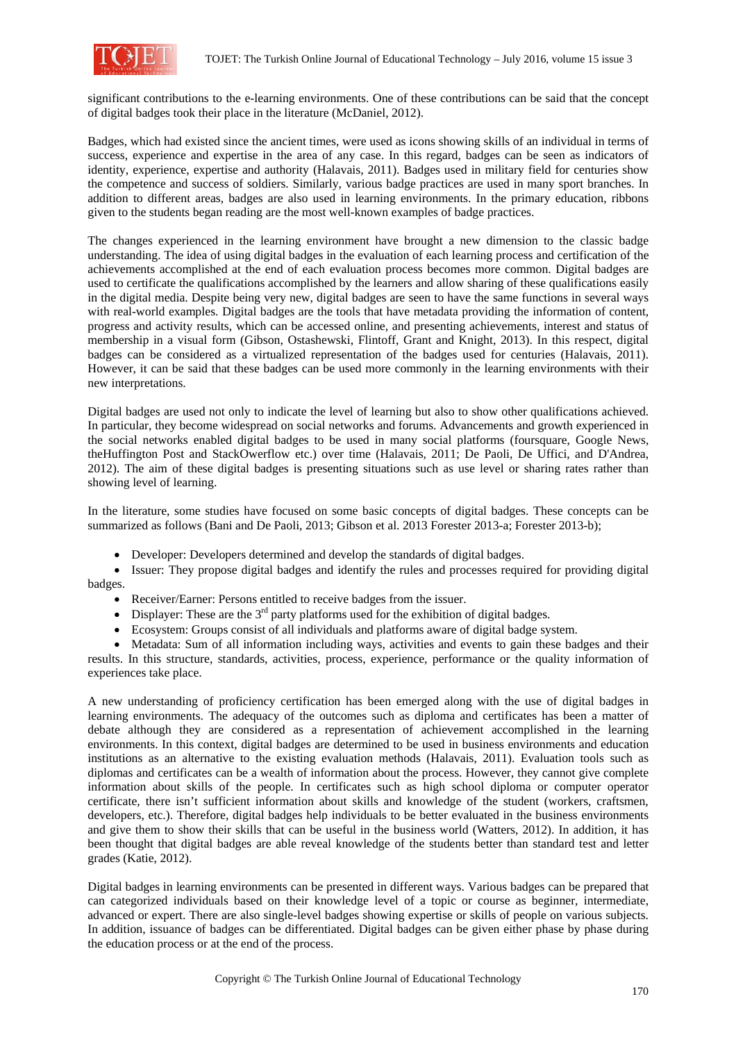significant contributions to the e-learning environments. One of these contributions can be said that the concept of digital badges took their place in the literature (McDaniel, 2012).

Badges, which had existed since the ancient times, were used as icons showing skills of an individual in terms of success, experience and expertise in the area of any case. In this regard, badges can be seen as indicators of identity, experience, expertise and authority (Halavais, 2011). Badges used in military field for centuries show the competence and success of soldiers. Similarly, various badge practices are used in many sport branches. In addition to different areas, badges are also used in learning environments. In the primary education, ribbons given to the students began reading are the most well-known examples of badge practices.

The changes experienced in the learning environment have brought a new dimension to the classic badge understanding. The idea of using digital badges in the evaluation of each learning process and certification of the achievements accomplished at the end of each evaluation process becomes more common. Digital badges are used to certificate the qualifications accomplished by the learners and allow sharing of these qualifications easily in the digital media. Despite being very new, digital badges are seen to have the same functions in several ways with real-world examples. Digital badges are the tools that have metadata providing the information of content, progress and activity results, which can be accessed online, and presenting achievements, interest and status of membership in a visual form (Gibson, Ostashewski, Flintoff, Grant and Knight, 2013). In this respect, digital badges can be considered as a virtualized representation of the badges used for centuries (Halavais, 2011). However, it can be said that these badges can be used more commonly in the learning environments with their new interpretations.

Digital badges are used not only to indicate the level of learning but also to show other qualifications achieved. In particular, they become widespread on social networks and forums. Advancements and growth experienced in the social networks enabled digital badges to be used in many social platforms (foursquare, Google News, theHuffington Post and StackOwerflow etc.) over time (Halavais, 2011; De Paoli, De Uffici, and D'Andrea, 2012). The aim of these digital badges is presenting situations such as use level or sharing rates rather than showing level of learning.

In the literature, some studies have focused on some basic concepts of digital badges. These concepts can be summarized as follows (Bani and De Paoli, 2013; Gibson et al. 2013 Forester 2013-a; Forester 2013-b);

- Developer: Developers determined and develop the standards of digital badges.
- Issuer: They propose digital badges and identify the rules and processes required for providing digital badges.
- Receiver/Earner: Persons entitled to receive badges from the issuer.
- Displayer: These are the 3rd party platforms used for the exhibition of digital badges.
- Ecosystem: Groups consist of all individuals and platforms aware of digital badge system.
- Metadata: Sum of all information including ways, activities and events to gain these badges and their results. In this structure, standards, activities, process, experience, performance or the quality information of experiences take place.

A new understanding of proficiency certification has been emerged along with the use of digital badges in learning environments. The adequacy of the outcomes such as diploma and certificates has been a matter of debate although they are considered as a representation of achievement accomplished in the learning environments. In this context, digital badges are determined to be used in business environments and education institutions as an alternative to the existing evaluation methods (Halavais, 2011). Evaluation tools such as diplomas and certificates can be a wealth of information about the process. However, they cannot give complete information about skills of the people. In certificates such as high school diploma or computer operator certificate, there isn't sufficient information about skills and knowledge of the student (workers, craftsmen, developers, etc.). Therefore, digital badges help individuals to be better evaluated in the business environments and give them to show their skills that can be useful in the business world (Watters, 2012). In addition, it has been thought that digital badges are able reveal knowledge of the students better than standard test and letter grades (Katie, 2012).

Digital badges in learning environments can be presented in different ways. Various badges can be prepared that can categorized individuals based on their knowledge level of a topic or course as beginner, intermediate, advanced or expert. There are also single-level badges showing expertise or skills of people on various subjects. In addition, issuance of badges can be differentiated. Digital badges can be given either phase by phase during the education process or at the end of the process.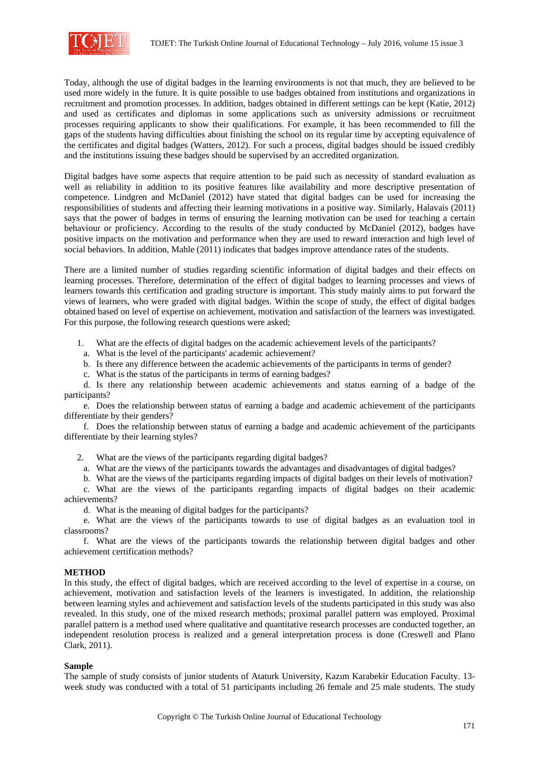Today, although the use of digital badges in the learning environments is not that much, they are believed to be used more widely in the future. It is quite possible to use badges obtained from institutions and organizations in recruitment and promotion processes. In addition, badges obtained in different settings can be kept (Katie, 2012) and used as certificates and diplomas in some applications such as university admissions or recruitment processes requiring applicants to show their qualifications. For example, it has been recommended to fill the gaps of the students having difficulties about finishing the school on its regular time by accepting equivalence of the certificates and digital badges (Watters, 2012). For such a process, digital badges should be issued credibly and the institutions issuing these badges should be supervised by an accredited organization.

Digital badges have some aspects that require attention to be paid such as necessity of standard evaluation as well as reliability in addition to its positive features like availability and more descriptive presentation of competence. Lindgren and McDaniel (2012) have stated that digital badges can be used for increasing the responsibilities of students and affecting their learning motivations in a positive way. Similarly, Halavais (2011) says that the power of badges in terms of ensuring the learning motivation can be used for teaching a certain behaviour or proficiency. According to the results of the study conducted by McDaniel (2012), badges have positive impacts on the motivation and performance when they are used to reward interaction and high level of social behaviors. In addition, Mahle (2011) indicates that badges improve attendance rates of the students.

There are a limited number of studies regarding scientific information of digital badges and their effects on learning processes. Therefore, determination of the effect of digital badges to learning processes and views of learners towards this certification and grading structure is important. This study mainly aims to put forward the views of learners, who were graded with digital badges. Within the scope of study, the effect of digital badges obtained based on level of expertise on achievement, motivation and satisfaction of the learners was investigated. For this purpose, the following research questions were asked;

1. What are the effects of digital badges on the academic achievement levels of the participants?
   a. What is the level of the participants' academic achievement?
   b. Is there any difference between the academic achievements of the participants in terms of gender?
   c. What is the status of the participants in terms of earning badges?
   d. Is there any relationship between academic achievements and status earning of a badge of the participants?
   e. Does the relationship between status of earning a badge and academic achievement of the participants differentiate by their genders?
   f. Does the relationship between status of earning a badge and academic achievement of the participants differentiate by their learning styles?

2. What are the views of the participants regarding digital badges?
   a. What are the views of the participants towards the advantages and disadvantages of digital badges?
   b. What are the views of the participants regarding impacts of digital badges on their levels of motivation?
   c. What are the views of the participants regarding impacts of digital badges on their academic achievements?
   d. What is the meaning of digital badges for the participants?
   e. What are the views of the participants towards to use of digital badges as an evaluation tool in classrooms?
   f. What are the views of the participants towards the relationship between digital badges and other achievement certification methods?

## METHOD

In this study, the effect of digital badges, which are received according to the level of expertise in a course, on achievement, motivation and satisfaction levels of the learners is investigated. In addition, the relationship between learning styles and achievement and satisfaction levels of the students participated in this study was also revealed. In this study, one of the mixed research methods; proximal parallel pattern was employed. Proximal parallel pattern is a method used where qualitative and quantitative research processes are conducted together, an independent resolution process is realized and a general interpretation process is done (Creswell and Plano Clark, 2011).

### Sample

The sample of study consists of junior students of Ataturk University, Kazım Karabekir Education Faculty. 13-week study was conducted with a total of 51 participants including 26 female and 25 male students. The study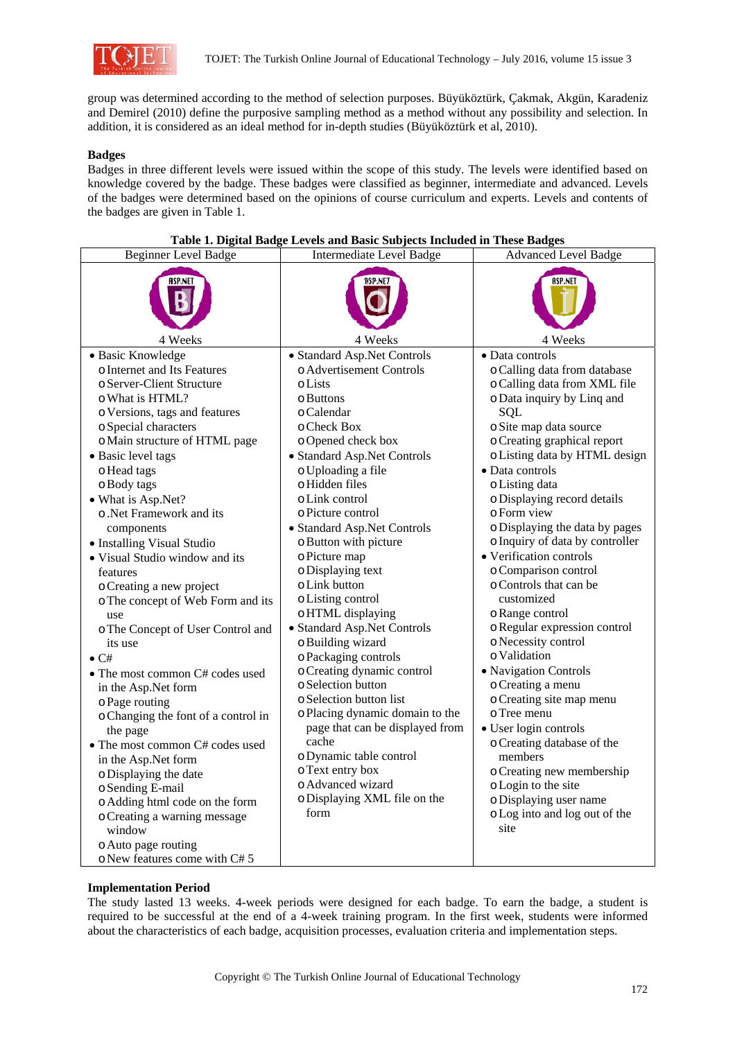group was determined according to the method of selection purposes. Büyüköztürk, Çakmak, Akgün, Karadeniz and Demirel (2010) define the purposive sampling method as a method without any possibility and selection. In addition, it is considered as an ideal method for in-depth studies (Büyüköztürk et al, 2010).

## Badges

Badges in three different levels were issued within the scope of this study. The levels were identified based on knowledge covered by the badge. These badges were classified as beginner, intermediate and advanced. Levels of the badges were determined based on the opinions of course curriculum and experts. Levels and contents of the badges are given in Table 1.

**Table 1. Digital Badge Levels and Basic Subjects Included in These Badges**

| Beginner Level Badge | Intermediate Level Badge | Advanced Level Badge |
|---|---|---|
| 4 Weeks | 4 Weeks | 4 Weeks |
| • Basic Knowledge<br>o Internet and Its Features<br>o Server-Client Structure<br>o What is HTML?<br>o Versions, tags and features<br>o Special characters<br>o Main structure of HTML page<br>• Basic level tags<br>o Head tags<br>o Body tags<br>• What is Asp.Net?<br>o .Net Framework and its components<br>• Installing Visual Studio<br>• Visual Studio window and its features<br>o Creating a new project<br>o The concept of Web Form and its use<br>o The Concept of User Control and its use<br>• C#<br>• The most common C# codes used in the Asp.Net form<br>o Page routing<br>o Changing the font of a control in the page<br>• The most common C# codes used in the Asp.Net form<br>o Displaying the date<br>o Sending E-mail<br>o Adding html code on the form<br>o Creating a warning message window<br>o Auto page routing<br>o New features come with C# 5 | • Standard Asp.Net Controls<br>o Advertisement Controls<br>o Lists<br>o Buttons<br>o Calendar<br>o Check Box<br>o Opened check box<br>• Standard Asp.Net Controls<br>o Uploading a file<br>o Hidden files<br>o Link control<br>o Picture control<br>• Standard Asp.Net Controls<br>o Button with picture<br>o Picture map<br>o Displaying text<br>o Link button<br>o Listing control<br>o HTML displaying<br>• Standard Asp.Net Controls<br>o Building wizard<br>o Packaging controls<br>o Creating dynamic control<br>o Selection button<br>o Selection button list<br>o Placing dynamic domain to the page that can be displayed from cache<br>o Dynamic table control<br>o Text entry box<br>o Advanced wizard<br>o Displaying XML file on the form | • Data controls<br>o Calling data from database<br>o Calling data from XML file<br>o Data inquiry by Linq and SQL<br>o Site map data source<br>o Creating graphical report<br>o Listing data by HTML design<br>• Data controls<br>o Listing data<br>o Displaying record details<br>o Form view<br>o Displaying the data by pages<br>o Inquiry of data by controller<br>• Verification controls<br>o Comparison control<br>o Controls that can be customized<br>o Range control<br>o Regular expression control<br>o Necessity control<br>o Validation<br>• Navigation Controls<br>o Creating a menu<br>o Creating site map menu<br>o Tree menu<br>• User login controls<br>o Creating database of the members<br>o Creating new membership<br>o Login to the site<br>o Displaying user name<br>o Log into and log out of the site |

## Implementation Period

The study lasted 13 weeks. 4-week periods were designed for each badge. To earn the badge, a student is required to be successful at the end of a 4-week training program. In the first week, students were informed about the characteristics of each badge, acquisition processes, evaluation criteria and implementation steps.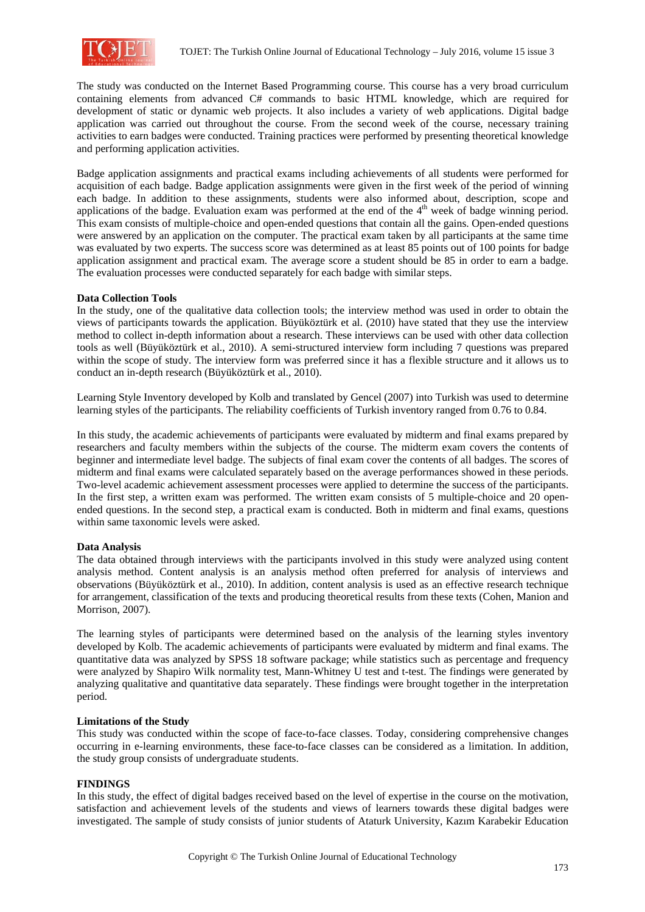The study was conducted on the Internet Based Programming course. This course has a very broad curriculum containing elements from advanced C# commands to basic HTML knowledge, which are required for development of static or dynamic web projects. It also includes a variety of web applications. Digital badge application was carried out throughout the course. From the second week of the course, necessary training activities to earn badges were conducted. Training practices were performed by presenting theoretical knowledge and performing application activities.

Badge application assignments and practical exams including achievements of all students were performed for acquisition of each badge. Badge application assignments were given in the first week of the period of winning each badge. In addition to these assignments, students were also informed about, description, scope and applications of the badge. Evaluation exam was performed at the end of the 4th week of badge winning period. This exam consists of multiple-choice and open-ended questions that contain all the gains. Open-ended questions were answered by an application on the computer. The practical exam taken by all participants at the same time was evaluated by two experts. The success score was determined as at least 85 points out of 100 points for badge application assignment and practical exam. The average score a student should be 85 in order to earn a badge. The evaluation processes were conducted separately for each badge with similar steps.

**Data Collection Tools**

In the study, one of the qualitative data collection tools; the interview method was used in order to obtain the views of participants towards the application. Büyüköztürk et al. (2010) have stated that they use the interview method to collect in-depth information about a research. These interviews can be used with other data collection tools as well (Büyüköztürk et al., 2010). A semi-structured interview form including 7 questions was prepared within the scope of study. The interview form was preferred since it has a flexible structure and it allows us to conduct an in-depth research (Büyüköztürk et al., 2010).

Learning Style Inventory developed by Kolb and translated by Gencel (2007) into Turkish was used to determine learning styles of the participants. The reliability coefficients of Turkish inventory ranged from 0.76 to 0.84.

In this study, the academic achievements of participants were evaluated by midterm and final exams prepared by researchers and faculty members within the subjects of the course. The midterm exam covers the contents of beginner and intermediate level badge. The subjects of final exam cover the contents of all badges. The scores of midterm and final exams were calculated separately based on the average performances showed in these periods. Two-level academic achievement assessment processes were applied to determine the success of the participants. In the first step, a written exam was performed. The written exam consists of 5 multiple-choice and 20 open-ended questions. In the second step, a practical exam is conducted. Both in midterm and final exams, questions within same taxonomic levels were asked.

**Data Analysis**

The data obtained through interviews with the participants involved in this study were analyzed using content analysis method. Content analysis is an analysis method often preferred for analysis of interviews and observations (Büyüköztürk et al., 2010). In addition, content analysis is used as an effective research technique for arrangement, classification of the texts and producing theoretical results from these texts (Cohen, Manion and Morrison, 2007).

The learning styles of participants were determined based on the analysis of the learning styles inventory developed by Kolb. The academic achievements of participants were evaluated by midterm and final exams. The quantitative data was analyzed by SPSS 18 software package; while statistics such as percentage and frequency were analyzed by Shapiro Wilk normality test, Mann-Whitney U test and t-test. The findings were generated by analyzing qualitative and quantitative data separately. These findings were brought together in the interpretation period.

**Limitations of the Study**

This study was conducted within the scope of face-to-face classes. Today, considering comprehensive changes occurring in e-learning environments, these face-to-face classes can be considered as a limitation. In addition, the study group consists of undergraduate students.

**FINDINGS**

In this study, the effect of digital badges received based on the level of expertise in the course on the motivation, satisfaction and achievement levels of the students and views of learners towards these digital badges were investigated. The sample of study consists of junior students of Ataturk University, Kazım Karabekir Education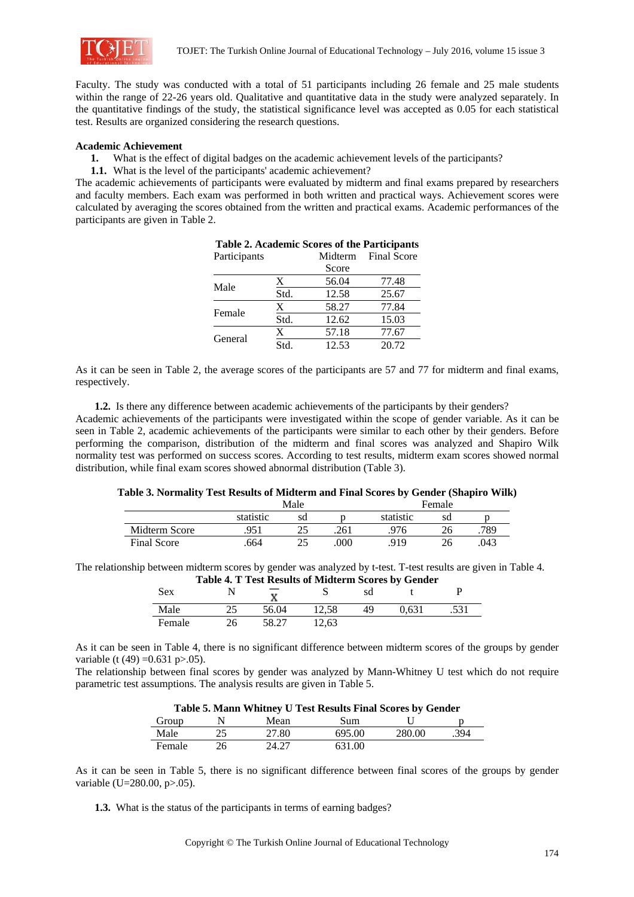Faculty. The study was conducted with a total of 51 participants including 26 female and 25 male students within the range of 22-26 years old. Qualitative and quantitative data in the study were analyzed separately. In the quantitative findings of the study, the statistical significance level was accepted as 0.05 for each statistical test. Results are organized considering the research questions.

**Academic Achievement**

1. What is the effect of digital badges on the academic achievement levels of the participants?

**1.1.** What is the level of the participants' academic achievement?

The academic achievements of participants were evaluated by midterm and final exams prepared by researchers and faculty members. Each exam was performed in both written and practical ways. Achievement scores were calculated by averaging the scores obtained from the written and practical exams. Academic performances of the participants are given in Table 2.

**Table 2. Academic Scores of the Participants**

| Participants | | Midterm Score | Final Score |
|---|---|---|---|
| Male | X | 56.04 | 77.48 |
| | Std. | 12.58 | 25.67 |
| Female | X | 58.27 | 77.84 |
| | Std. | 12.62 | 15.03 |
| General | X | 57.18 | 77.67 |
| | Std. | 12.53 | 20.72 |

As it can be seen in Table 2, the average scores of the participants are 57 and 77 for midterm and final exams, respectively.

**1.2.** Is there any difference between academic achievements of the participants by their genders?

Academic achievements of the participants were investigated within the scope of gender variable. As it can be seen in Table 2, academic achievements of the participants were similar to each other by their genders. Before performing the comparison, distribution of the midterm and final scores was analyzed and Shapiro Wilk normality test was performed on success scores. According to test results, midterm exam scores showed normal distribution, while final exam scores showed abnormal distribution (Table 3).

**Table 3. Normality Test Results of Midterm and Final Scores by Gender (Shapiro Wilk)**

| | Male | | | Female | | |
|---|---|---|---|---|---|---|
| | statistic | sd | p | statistic | sd | p |
| Midterm Score | .951 | 25 | .261 | .976 | 26 | .789 |
| Final Score | .664 | 25 | .000 | .919 | 26 | .043 |

The relationship between midterm scores by gender was analyzed by t-test. T-test results are given in Table 4.

**Table 4. T Test Results of Midterm Scores by Gender**

| Sex | N | $\bar{X}$ | S | sd | t | P |
|---|---|---|---|---|---|---|
| Male | 25 | 56.04 | 12,58 | 49 | 0,631 | .531 |
| Female | 26 | 58.27 | 12,63 | | | |

As it can be seen in Table 4, there is no significant difference between midterm scores of the groups by gender variable ($t(49) = 0.631$ $p > .05$).

The relationship between final scores by gender was analyzed by Mann-Whitney U test which do not require parametric test assumptions. The analysis results are given in Table 5.

**Table 5. Mann Whitney U Test Results Final Scores by Gender**

| Group | N | Mean | Sum | U | p |
|---|---|---|---|---|---|
| Male | 25 | 27.80 | 695.00 | 280.00 | .394 |
| Female | 26 | 24.27 | 631.00 | | |

As it can be seen in Table 5, there is no significant difference between final scores of the groups by gender variable ($U=280.00$, $p>.05$).

**1.3.** What is the status of the participants in terms of earning badges?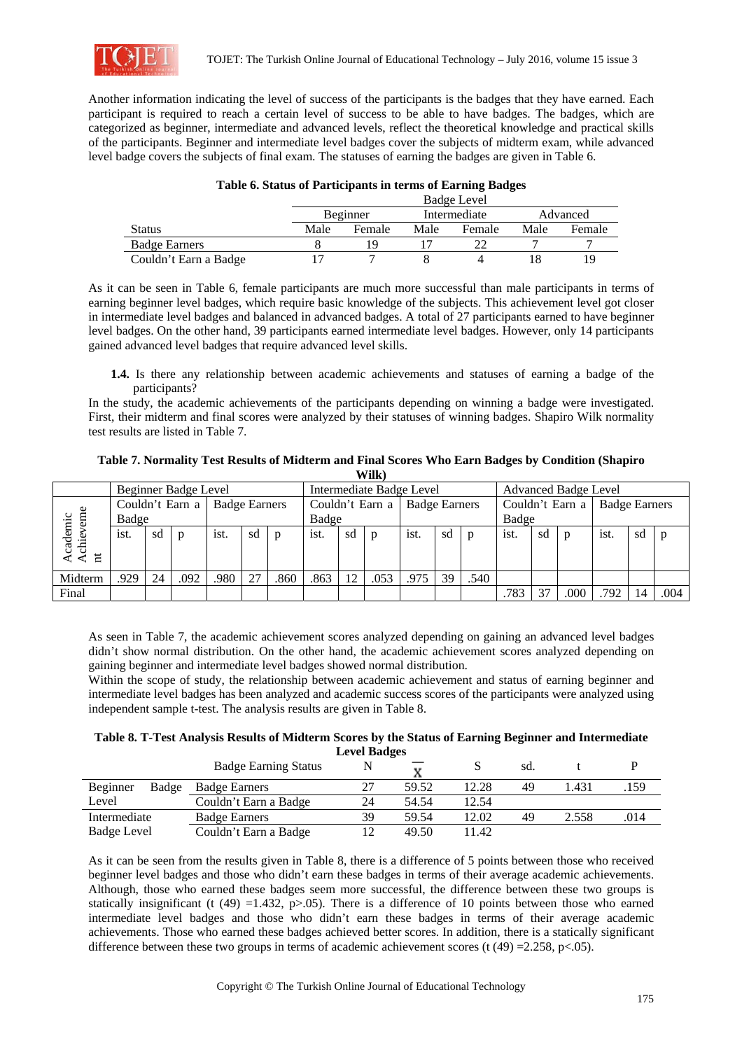Another information indicating the level of success of the participants is the badges that they have earned. Each participant is required to reach a certain level of success to be able to have badges. The badges, which are categorized as beginner, intermediate and advanced levels, reflect the theoretical knowledge and practical skills of the participants. Beginner and intermediate level badges cover the subjects of midterm exam, while advanced level badge covers the subjects of final exam. The statuses of earning the badges are given in Table 6.

**Table 6. Status of Participants in terms of Earning Badges**

| | Badge Level | | | | | |
|---|---|---|---|---|---|---|
| | Beginner | | Intermediate | | Advanced | |
| Status | Male | Female | Male | Female | Male | Female |
| Badge Earners | 8 | 19 | 17 | 22 | 7 | 7 |
| Couldn't Earn a Badge | 17 | 7 | 8 | 4 | 18 | 19 |

As it can be seen in Table 6, female participants are much more successful than male participants in terms of earning beginner level badges, which require basic knowledge of the subjects. This achievement level got closer in intermediate level badges and balanced in advanced badges. A total of 27 participants earned to have beginner level badges. On the other hand, 39 participants earned intermediate level badges. However, only 14 participants gained advanced level badges that require advanced level skills.

**1.4.** Is there any relationship between academic achievements and statuses of earning a badge of the participants?

In the study, the academic achievements of the participants depending on winning a badge were investigated. First, their midterm and final scores were analyzed by their statuses of winning badges. Shapiro Wilk normality test results are listed in Table 7.

**Table 7. Normality Test Results of Midterm and Final Scores Who Earn Badges by Condition (Shapiro Wilk)**

| | Beginner Badge Level | | | | | | Intermediate Badge Level | | | | | | Advanced Badge Level | | | | | |
|---|---|---|---|---|---|---|---|---|---|---|---|---|---|---|---|---|---|---|
| Academic Achievement | Couldn't Earn a Badge | | | Badge Earners | | | Couldn't Earn a Badge | | | Badge Earners | | | Couldn't Earn a Badge | | | Badge Earners | | |
| | ist. | sd | p | ist. | sd | p | ist. | sd | p | ist. | sd | p | ist. | sd | p | ist. | sd | p |
| Midterm | .929 | 24 | .092 | .980 | 27 | .860 | .863 | 12 | .053 | .975 | 39 | .540 | | | | | | |
| Final | | | | | | | | | | | | | .783 | 37 | .000 | .792 | 14 | .004 |

As seen in Table 7, the academic achievement scores analyzed depending on gaining an advanced level badges didn't show normal distribution. On the other hand, the academic achievement scores analyzed depending on gaining beginner and intermediate level badges showed normal distribution.

Within the scope of study, the relationship between academic achievement and status of earning beginner and intermediate level badges has been analyzed and academic success scores of the participants were analyzed using independent sample t-test. The analysis results are given in Table 8.

**Table 8. T-Test Analysis Results of Midterm Scores by the Status of Earning Beginner and Intermediate Level Badges**

| | Badge Earning Status | N | $\bar{X}$ | S | sd. | t | P |
|---|---|---|---|---|---|---|---|
| Beginner Badge Level | Badge Earners | 27 | 59.52 | 12.28 | 49 | 1.431 | .159 |
| | Couldn't Earn a Badge | 24 | 54.54 | 12.54 | | | |
| Intermediate Badge Level | Badge Earners | 39 | 59.54 | 12.02 | 49 | 2.558 | .014 |
| | Couldn't Earn a Badge | 12 | 49.50 | 11.42 | | | |

As it can be seen from the results given in Table 8, there is a difference of 5 points between those who received beginner level badges and those who didn't earn these badges in terms of their average academic achievements. Although, those who earned these badges seem more successful, the difference between these two groups is statically insignificant ($t(49) = 1.432$, $p > .05$). There is a difference of 10 points between those who earned intermediate level badges and those who didn't earn these badges in terms of their average academic achievements. Those who earned these badges achieved better scores. In addition, there is a statically significant difference between these two groups in terms of academic achievement scores ($t(49) = 2.258$, $p < .05$).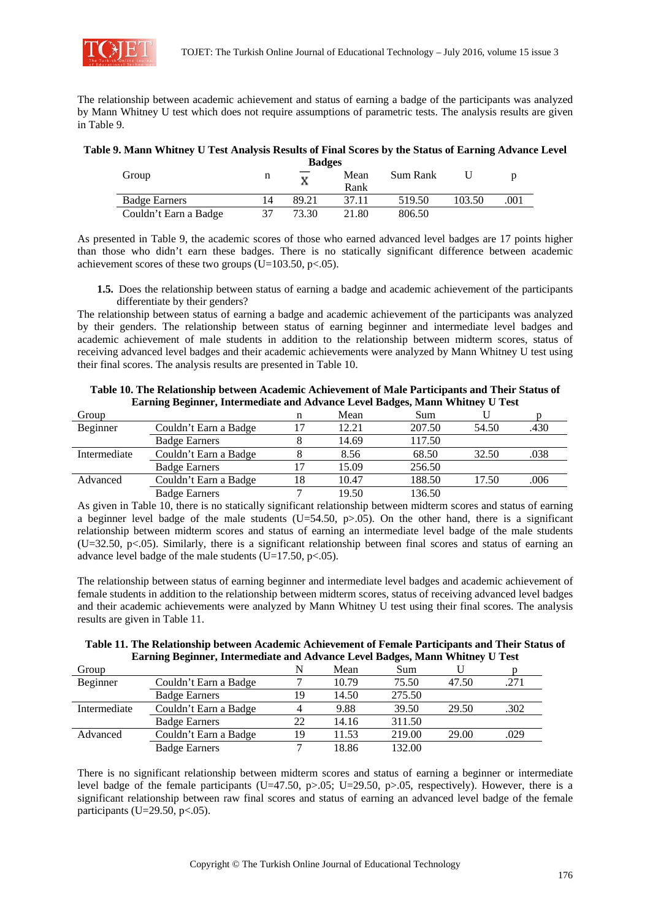The relationship between academic achievement and status of earning a badge of the participants was analyzed by Mann Whitney U test which does not require assumptions of parametric tests. The analysis results are given in Table 9.

**Table 9. Mann Whitney U Test Analysis Results of Final Scores by the Status of Earning Advance Level Badges**

| Group | n | $\bar{X}$ | Mean Rank | Sum Rank | U | p |
|---|---|---|---|---|---|---|
| Badge Earners | 14 | 89.21 | 37.11 | 519.50 | 103.50 | .001 |
| Couldn't Earn a Badge | 37 | 73.30 | 21.80 | 806.50 | | |

As presented in Table 9, the academic scores of those who earned advanced level badges are 17 points higher than those who didn't earn these badges. There is no statically significant difference between academic achievement scores of these two groups (U=103.50, $p<.05$).

**1.5.** Does the relationship between status of earning a badge and academic achievement of the participants differentiate by their genders?

The relationship between status of earning a badge and academic achievement of the participants was analyzed by their genders. The relationship between status of earning beginner and intermediate level badges and academic achievement of male students in addition to the relationship between midterm scores, status of receiving advanced level badges and their academic achievements were analyzed by Mann Whitney U test using their final scores. The analysis results are presented in Table 10.

**Table 10. The Relationship between Academic Achievement of Male Participants and Their Status of Earning Beginner, Intermediate and Advance Level Badges, Mann Whitney U Test**

| Group | | n | Mean | Sum | U | p |
|---|---|---|---|---|---|---|
| Beginner | Couldn't Earn a Badge | 17 | 12.21 | 207.50 | 54.50 | .430 |
| | Badge Earners | 8 | 14.69 | 117.50 | | |
| Intermediate | Couldn't Earn a Badge | 8 | 8.56 | 68.50 | 32.50 | .038 |
| | Badge Earners | 17 | 15.09 | 256.50 | | |
| Advanced | Couldn't Earn a Badge | 18 | 10.47 | 188.50 | 17.50 | .006 |
| | Badge Earners | 7 | 19.50 | 136.50 | | |

As given in Table 10, there is no statically significant relationship between midterm scores and status of earning a beginner level badge of the male students (U=54.50, $p>.05$). On the other hand, there is a significant relationship between midterm scores and status of earning an intermediate level badge of the male students (U=32.50, $p<.05$). Similarly, there is a significant relationship between final scores and status of earning an advance level badge of the male students (U=17.50, $p<.05$).

The relationship between status of earning beginner and intermediate level badges and academic achievement of female students in addition to the relationship between midterm scores, status of receiving advanced level badges and their academic achievements were analyzed by Mann Whitney U test using their final scores. The analysis results are given in Table 11.

**Table 11. The Relationship between Academic Achievement of Female Participants and Their Status of Earning Beginner, Intermediate and Advance Level Badges, Mann Whitney U Test**

| Group | | N | Mean | Sum | U | p |
|---|---|---|---|---|---|---|
| Beginner | Couldn't Earn a Badge | 7 | 10.79 | 75.50 | 47.50 | .271 |
| | Badge Earners | 19 | 14.50 | 275.50 | | |
| Intermediate | Couldn't Earn a Badge | 4 | 9.88 | 39.50 | 29.50 | .302 |
| | Badge Earners | 22 | 14.16 | 311.50 | | |
| Advanced | Couldn't Earn a Badge | 19 | 11.53 | 219.00 | 29.00 | .029 |
| | Badge Earners | 7 | 18.86 | 132.00 | | |

There is no significant relationship between midterm scores and status of earning a beginner or intermediate level badge of the female participants (U=47.50, $p>.05$; U=29.50, $p>.05$, respectively). However, there is a significant relationship between raw final scores and status of earning an advanced level badge of the female participants (U=29.50, $p<.05$).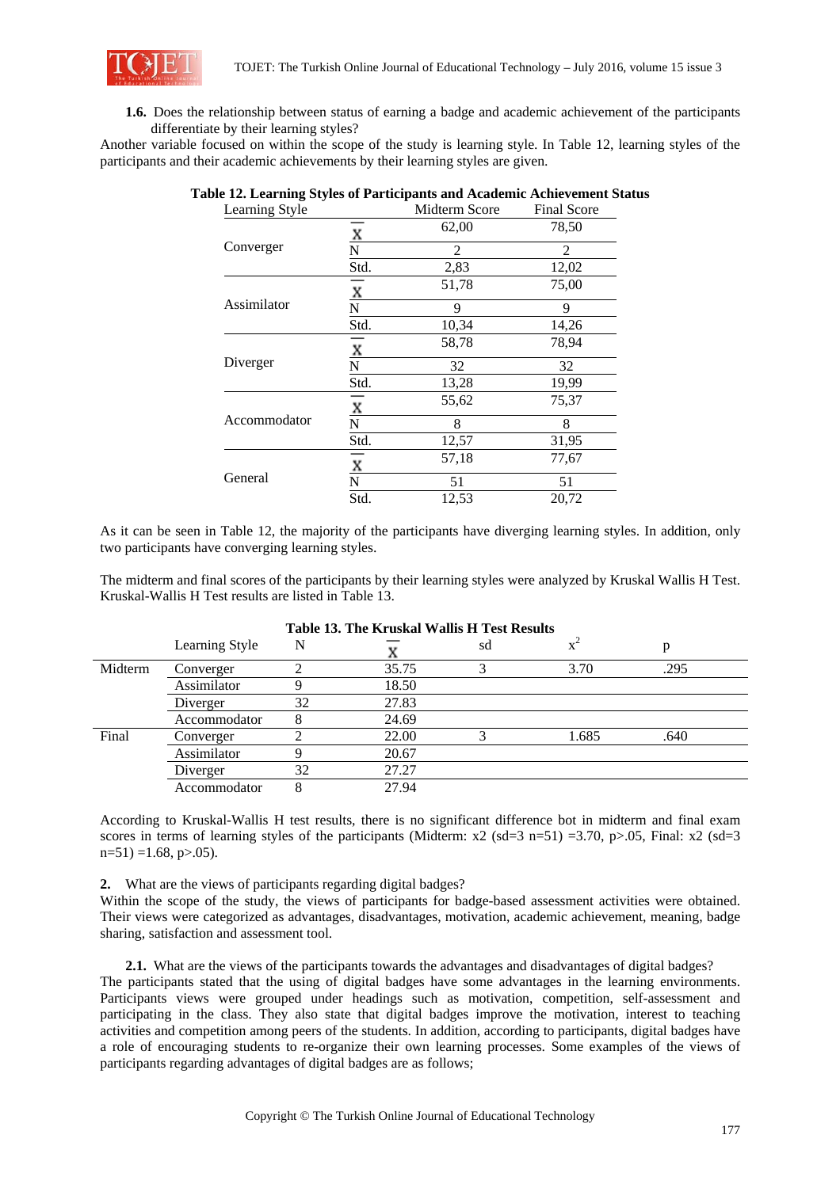**1.6.** Does the relationship between status of earning a badge and academic achievement of the participants differentiate by their learning styles?

Another variable focused on within the scope of the study is learning style. In Table 12, learning styles of the participants and their academic achievements by their learning styles are given.

**Table 12. Learning Styles of Participants and Academic Achievement Status**

| Learning Style | | Midterm Score | Final Score |
|---|---|---|---|
| Converger | $\bar{X}$ | 62,00 | 78,50 |
| | N | 2 | 2 |
| | Std. | 2,83 | 12,02 |
| Assimilator | $\bar{X}$ | 51,78 | 75,00 |
| | N | 9 | 9 |
| | Std. | 10,34 | 14,26 |
| Diverger | $\bar{X}$ | 58,78 | 78,94 |
| | N | 32 | 32 |
| | Std. | 13,28 | 19,99 |
| Accommodator | $\bar{X}$ | 55,62 | 75,37 |
| | N | 8 | 8 |
| | Std. | 12,57 | 31,95 |
| General | $\bar{X}$ | 57,18 | 77,67 |
| | N | 51 | 51 |
| | Std. | 12,53 | 20,72 |

As it can be seen in Table 12, the majority of the participants have diverging learning styles. In addition, only two participants have converging learning styles.

The midterm and final scores of the participants by their learning styles were analyzed by Kruskal Wallis H Test. Kruskal-Wallis H Test results are listed in Table 13.

**Table 13. The Kruskal Wallis H Test Results**

| | Learning Style | N | $\bar{X}$ | sd | $x^2$ | p |
|---|---|---|---|---|---|---|
| Midterm | Converger | 2 | 35.75 | 3 | 3.70 | .295 |
| | Assimilator | 9 | 18.50 | | | |
| | Diverger | 32 | 27.83 | | | |
| | Accommodator | 8 | 24.69 | | | |
| Final | Converger | 2 | 22.00 | 3 | 1.685 | .640 |
| | Assimilator | 9 | 20.67 | | | |
| | Diverger | 32 | 27.27 | | | |
| | Accommodator | 8 | 27.94 | | | |

According to Kruskal-Wallis H test results, there is no significant difference bot in midterm and final exam scores in terms of learning styles of the participants (Midterm: x2 (sd=3 n=51) =3.70, $p>.05$, Final: x2 (sd=3 n=51) =1.68, $p>.05$).

**2.** What are the views of participants regarding digital badges?

Within the scope of the study, the views of participants for badge-based assessment activities were obtained. Their views were categorized as advantages, disadvantages, motivation, academic achievement, meaning, badge sharing, satisfaction and assessment tool.

**2.1.** What are the views of the participants towards the advantages and disadvantages of digital badges?

The participants stated that the using of digital badges have some advantages in the learning environments. Participants views were grouped under headings such as motivation, competition, self-assessment and participating in the class. They also state that digital badges improve the motivation, interest to teaching activities and competition among peers of the students. In addition, according to participants, digital badges have a role of encouraging students to re-organize their own learning processes. Some examples of the views of participants regarding advantages of digital badges are as follows;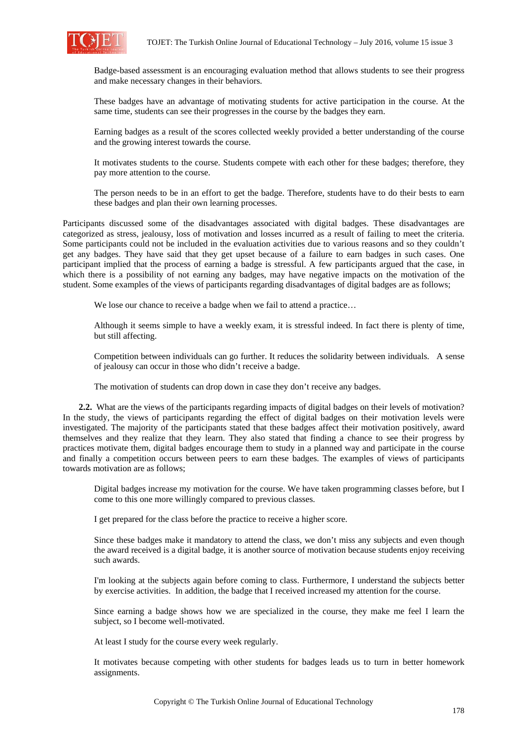> Badge-based assessment is an encouraging evaluation method that allows students to see their progress and make necessary changes in their behaviors.

> These badges have an advantage of motivating students for active participation in the course. At the same time, students can see their progresses in the course by the badges they earn.

> Earning badges as a result of the scores collected weekly provided a better understanding of the course and the growing interest towards the course.

> It motivates students to the course. Students compete with each other for these badges; therefore, they pay more attention to the course.

> The person needs to be in an effort to get the badge. Therefore, students have to do their bests to earn these badges and plan their own learning processes.

Participants discussed some of the disadvantages associated with digital badges. These disadvantages are categorized as stress, jealousy, loss of motivation and losses incurred as a result of failing to meet the criteria. Some participants could not be included in the evaluation activities due to various reasons and so they couldn't get any badges. They have said that they get upset because of a failure to earn badges in such cases. One participant implied that the process of earning a badge is stressful. A few participants argued that the case, in which there is a possibility of not earning any badges, may have negative impacts on the motivation of the student. Some examples of the views of participants regarding disadvantages of digital badges are as follows;

> We lose our chance to receive a badge when we fail to attend a practice…

> Although it seems simple to have a weekly exam, it is stressful indeed. In fact there is plenty of time, but still affecting.

> Competition between individuals can go further. It reduces the solidarity between individuals. A sense of jealousy can occur in those who didn't receive a badge.

> The motivation of students can drop down in case they don't receive any badges.

**2.2.** What are the views of the participants regarding impacts of digital badges on their levels of motivation? In the study, the views of participants regarding the effect of digital badges on their motivation levels were investigated. The majority of the participants stated that these badges affect their motivation positively, award themselves and they realize that they learn. They also stated that finding a chance to see their progress by practices motivate them, digital badges encourage them to study in a planned way and participate in the course and finally a competition occurs between peers to earn these badges. The examples of views of participants towards motivation are as follows;

> Digital badges increase my motivation for the course. We have taken programming classes before, but I come to this one more willingly compared to previous classes.

> I get prepared for the class before the practice to receive a higher score.

> Since these badges make it mandatory to attend the class, we don't miss any subjects and even though the award received is a digital badge, it is another source of motivation because students enjoy receiving such awards.

> I'm looking at the subjects again before coming to class. Furthermore, I understand the subjects better by exercise activities. In addition, the badge that I received increased my attention for the course.

> Since earning a badge shows how we are specialized in the course, they make me feel I learn the subject, so I become well-motivated.

> At least I study for the course every week regularly.

> It motivates because competing with other students for badges leads us to turn in better homework assignments.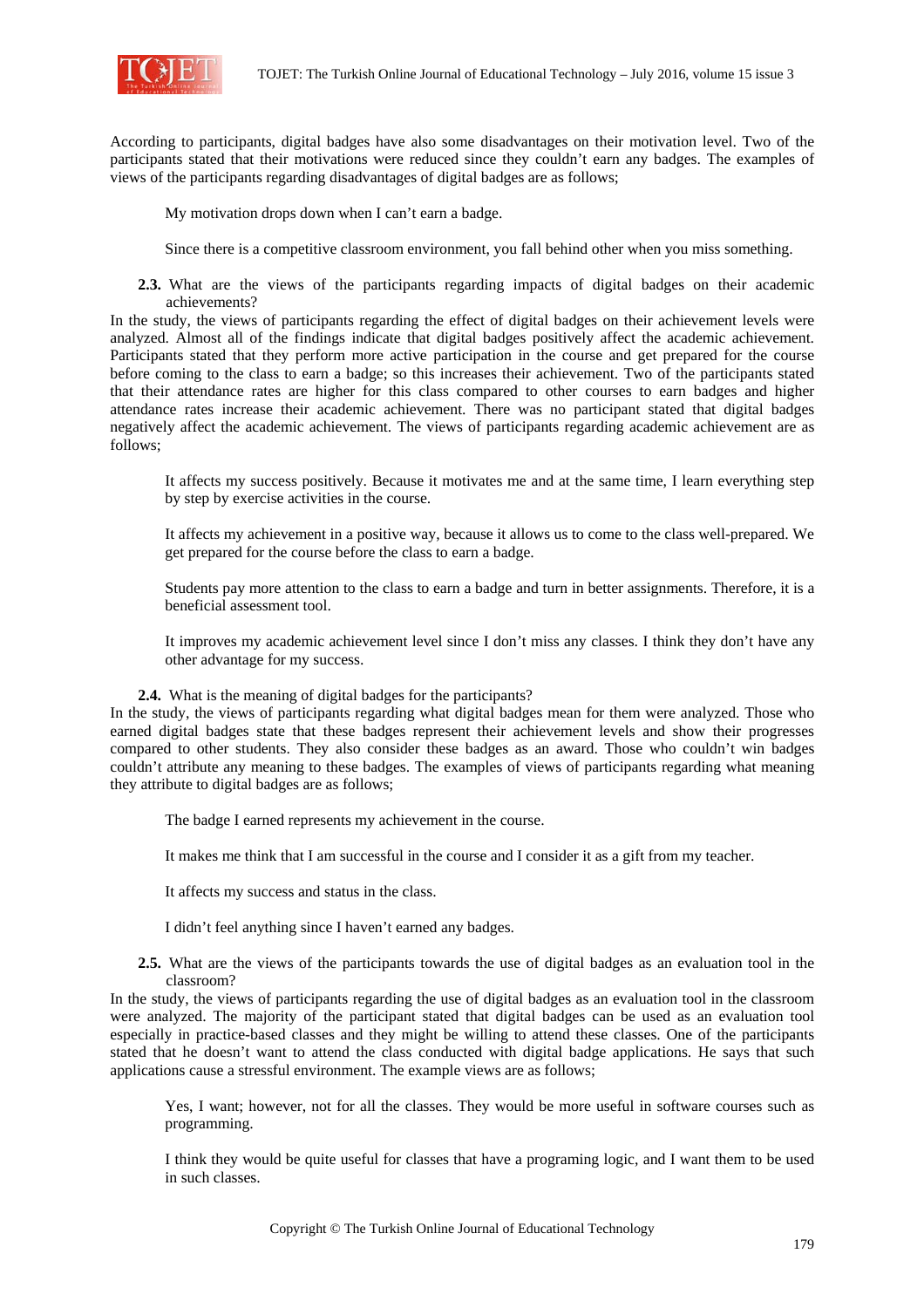According to participants, digital badges have also some disadvantages on their motivation level. Two of the participants stated that their motivations were reduced since they couldn't earn any badges. The examples of views of the participants regarding disadvantages of digital badges are as follows;

> My motivation drops down when I can't earn a badge.
>
> Since there is a competitive classroom environment, you fall behind other when you miss something.

**2.3.** What are the views of the participants regarding impacts of digital badges on their academic achievements?

In the study, the views of participants regarding the effect of digital badges on their achievement levels were analyzed. Almost all of the findings indicate that digital badges positively affect the academic achievement. Participants stated that they perform more active participation in the course and get prepared for the course before coming to the class to earn a badge; so this increases their achievement. Two of the participants stated that their attendance rates are higher for this class compared to other courses to earn badges and higher attendance rates increase their academic achievement. There was no participant stated that digital badges negatively affect the academic achievement. The views of participants regarding academic achievement are as follows;

> It affects my success positively. Because it motivates me and at the same time, I learn everything step by step by exercise activities in the course.
>
> It affects my achievement in a positive way, because it allows us to come to the class well-prepared. We get prepared for the course before the class to earn a badge.
>
> Students pay more attention to the class to earn a badge and turn in better assignments. Therefore, it is a beneficial assessment tool.
>
> It improves my academic achievement level since I don't miss any classes. I think they don't have any other advantage for my success.

**2.4.** What is the meaning of digital badges for the participants?

In the study, the views of participants regarding what digital badges mean for them were analyzed. Those who earned digital badges state that these badges represent their achievement levels and show their progresses compared to other students. They also consider these badges as an award. Those who couldn't win badges couldn't attribute any meaning to these badges. The examples of views of participants regarding what meaning they attribute to digital badges are as follows;

> The badge I earned represents my achievement in the course.
>
> It makes me think that I am successful in the course and I consider it as a gift from my teacher.
>
> It affects my success and status in the class.
>
> I didn't feel anything since I haven't earned any badges.

**2.5.** What are the views of the participants towards the use of digital badges as an evaluation tool in the classroom?

In the study, the views of participants regarding the use of digital badges as an evaluation tool in the classroom were analyzed. The majority of the participant stated that digital badges can be used as an evaluation tool especially in practice-based classes and they might be willing to attend these classes. One of the participants stated that he doesn't want to attend the class conducted with digital badge applications. He says that such applications cause a stressful environment. The example views are as follows;

> Yes, I want; however, not for all the classes. They would be more useful in software courses such as programming.
>
> I think they would be quite useful for classes that have a programing logic, and I want them to be used in such classes.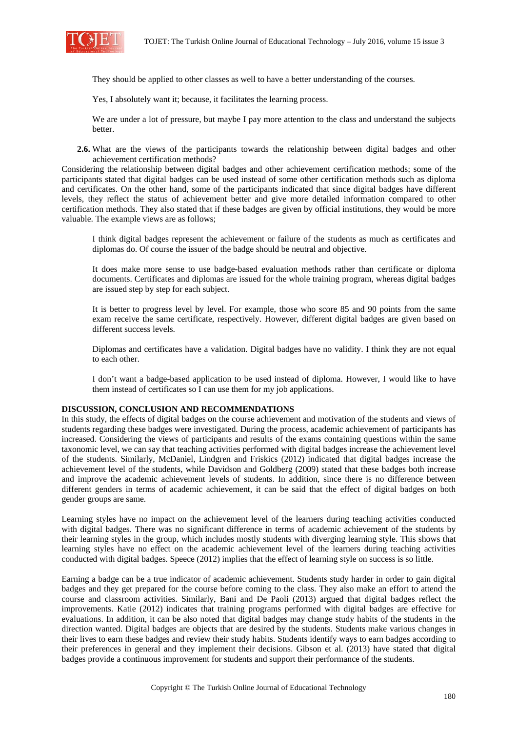> They should be applied to other classes as well to have a better understanding of the courses.
>
> Yes, I absolutely want it; because, it facilitates the learning process.
>
> We are under a lot of pressure, but maybe I pay more attention to the class and understand the subjects better.

**2.6.** What are the views of the participants towards the relationship between digital badges and other achievement certification methods?

Considering the relationship between digital badges and other achievement certification methods; some of the participants stated that digital badges can be used instead of some other certification methods such as diploma and certificates. On the other hand, some of the participants indicated that since digital badges have different levels, they reflect the status of achievement better and give more detailed information compared to other certification methods. They also stated that if these badges are given by official institutions, they would be more valuable. The example views are as follows;

> I think digital badges represent the achievement or failure of the students as much as certificates and diplomas do. Of course the issuer of the badge should be neutral and objective.
>
> It does make more sense to use badge-based evaluation methods rather than certificate or diploma documents. Certificates and diplomas are issued for the whole training program, whereas digital badges are issued step by step for each subject.
>
> It is better to progress level by level. For example, those who score 85 and 90 points from the same exam receive the same certificate, respectively. However, different digital badges are given based on different success levels.
>
> Diplomas and certificates have a validation. Digital badges have no validity. I think they are not equal to each other.
>
> I don't want a badge-based application to be used instead of diploma. However, I would like to have them instead of certificates so I can use them for my job applications.

## DISCUSSION, CONCLUSION AND RECOMMENDATIONS

In this study, the effects of digital badges on the course achievement and motivation of the students and views of students regarding these badges were investigated. During the process, academic achievement of participants has increased. Considering the views of participants and results of the exams containing questions within the same taxonomic level, we can say that teaching activities performed with digital badges increase the achievement level of the students. Similarly, McDaniel, Lindgren and Friskics (2012) indicated that digital badges increase the achievement level of the students, while Davidson and Goldberg (2009) stated that these badges both increase and improve the academic achievement levels of students. In addition, since there is no difference between different genders in terms of academic achievement, it can be said that the effect of digital badges on both gender groups are same.

Learning styles have no impact on the achievement level of the learners during teaching activities conducted with digital badges. There was no significant difference in terms of academic achievement of the students by their learning styles in the group, which includes mostly students with diverging learning style. This shows that learning styles have no effect on the academic achievement level of the learners during teaching activities conducted with digital badges. Speece (2012) implies that the effect of learning style on success is so little.

Earning a badge can be a true indicator of academic achievement. Students study harder in order to gain digital badges and they get prepared for the course before coming to the class. They also make an effort to attend the course and classroom activities. Similarly, Bani and De Paoli (2013) argued that digital badges reflect the improvements. Katie (2012) indicates that training programs performed with digital badges are effective for evaluations. In addition, it can be also noted that digital badges may change study habits of the students in the direction wanted. Digital badges are objects that are desired by the students. Students make various changes in their lives to earn these badges and review their study habits. Students identify ways to earn badges according to their preferences in general and they implement their decisions. Gibson et al. (2013) have stated that digital badges provide a continuous improvement for students and support their performance of the students.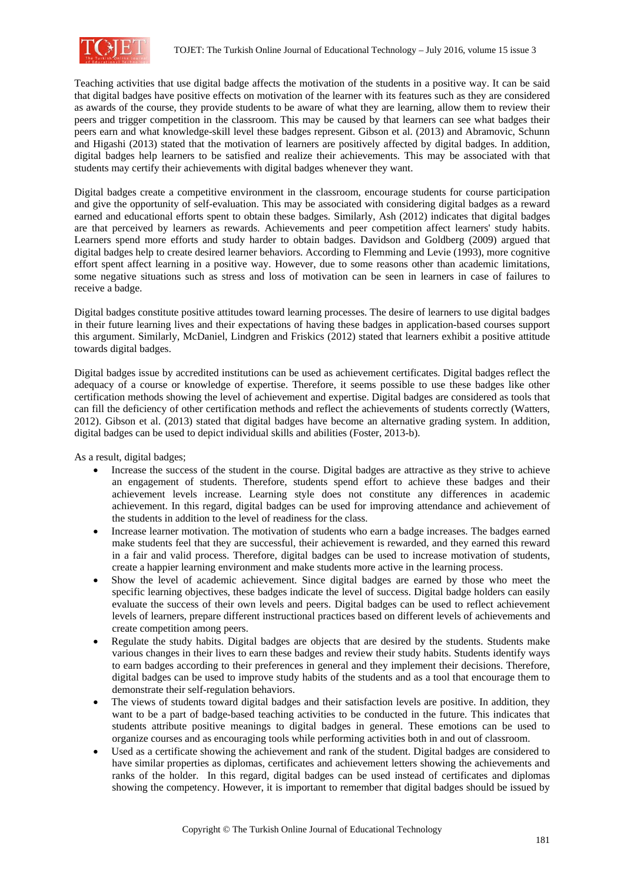Teaching activities that use digital badge affects the motivation of the students in a positive way. It can be said that digital badges have positive effects on motivation of the learner with its features such as they are considered as awards of the course, they provide students to be aware of what they are learning, allow them to review their peers and trigger competition in the classroom. This may be caused by that learners can see what badges their peers earn and what knowledge-skill level these badges represent. Gibson et al. (2013) and Abramovic, Schunn and Higashi (2013) stated that the motivation of learners are positively affected by digital badges. In addition, digital badges help learners to be satisfied and realize their achievements. This may be associated with that students may certify their achievements with digital badges whenever they want.

Digital badges create a competitive environment in the classroom, encourage students for course participation and give the opportunity of self-evaluation. This may be associated with considering digital badges as a reward earned and educational efforts spent to obtain these badges. Similarly, Ash (2012) indicates that digital badges are that perceived by learners as rewards. Achievements and peer competition affect learners' study habits. Learners spend more efforts and study harder to obtain badges. Davidson and Goldberg (2009) argued that digital badges help to create desired learner behaviors. According to Flemming and Levie (1993), more cognitive effort spent affect learning in a positive way. However, due to some reasons other than academic limitations, some negative situations such as stress and loss of motivation can be seen in learners in case of failures to receive a badge.

Digital badges constitute positive attitudes toward learning processes. The desire of learners to use digital badges in their future learning lives and their expectations of having these badges in application-based courses support this argument. Similarly, McDaniel, Lindgren and Friskics (2012) stated that learners exhibit a positive attitude towards digital badges.

Digital badges issue by accredited institutions can be used as achievement certificates. Digital badges reflect the adequacy of a course or knowledge of expertise. Therefore, it seems possible to use these badges like other certification methods showing the level of achievement and expertise. Digital badges are considered as tools that can fill the deficiency of other certification methods and reflect the achievements of students correctly (Watters, 2012). Gibson et al. (2013) stated that digital badges have become an alternative grading system. In addition, digital badges can be used to depict individual skills and abilities (Foster, 2013-b).

As a result, digital badges;

- Increase the success of the student in the course. Digital badges are attractive as they strive to achieve an engagement of students. Therefore, students spend effort to achieve these badges and their achievement levels increase. Learning style does not constitute any differences in academic achievement. In this regard, digital badges can be used for improving attendance and achievement of the students in addition to the level of readiness for the class.
- Increase learner motivation. The motivation of students who earn a badge increases. The badges earned make students feel that they are successful, their achievement is rewarded, and they earned this reward in a fair and valid process. Therefore, digital badges can be used to increase motivation of students, create a happier learning environment and make students more active in the learning process.
- Show the level of academic achievement. Since digital badges are earned by those who meet the specific learning objectives, these badges indicate the level of success. Digital badge holders can easily evaluate the success of their own levels and peers. Digital badges can be used to reflect achievement levels of learners, prepare different instructional practices based on different levels of achievements and create competition among peers.
- Regulate the study habits. Digital badges are objects that are desired by the students. Students make various changes in their lives to earn these badges and review their study habits. Students identify ways to earn badges according to their preferences in general and they implement their decisions. Therefore, digital badges can be used to improve study habits of the students and as a tool that encourage them to demonstrate their self-regulation behaviors.
- The views of students toward digital badges and their satisfaction levels are positive. In addition, they want to be a part of badge-based teaching activities to be conducted in the future. This indicates that students attribute positive meanings to digital badges in general. These emotions can be used to organize courses and as encouraging tools while performing activities both in and out of classroom.
- Used as a certificate showing the achievement and rank of the student. Digital badges are considered to have similar properties as diplomas, certificates and achievement letters showing the achievements and ranks of the holder. In this regard, digital badges can be used instead of certificates and diplomas showing the competency. However, it is important to remember that digital badges should be issued by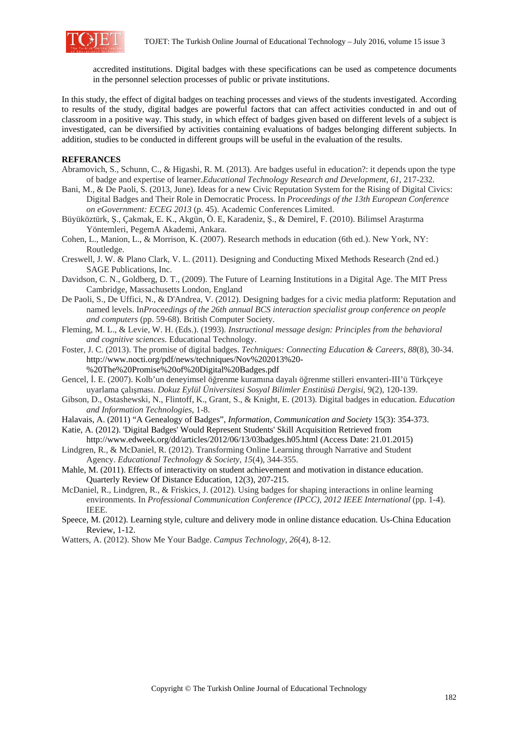accredited institutions. Digital badges with these specifications can be used as competence documents in the personnel selection processes of public or private institutions.

In this study, the effect of digital badges on teaching processes and views of the students investigated. According to results of the study, digital badges are powerful factors that can affect activities conducted in and out of classroom in a positive way. This study, in which effect of badges given based on different levels of a subject is investigated, can be diversified by activities containing evaluations of badges belonging different subjects. In addition, studies to be conducted in different groups will be useful in the evaluation of the results.

**REFERANCES**

Abramovich, S., Schunn, C., & Higashi, R. M. (2013). Are badges useful in education?: it depends upon the type of badge and expertise of learner.*Educational Technology Research and Development*, *61*, 217-232.

Bani, M., & De Paoli, S. (2013, June). Ideas for a new Civic Reputation System for the Rising of Digital Civics: Digital Badges and Their Role in Democratic Process. In *Proceedings of the 13th European Conference on eGovernment: ECEG 2013* (p. 45). Academic Conferences Limited.

Büyüköztürk, Ş., Çakmak, E. K., Akgün, Ö. E, Karadeniz, Ş., & Demirel, F. (2010). Bilimsel Araştırma Yöntemleri, PegemA Akademi, Ankara.

Cohen, L., Manion, L., & Morrison, K. (2007). Research methods in education (6th ed.). New York, NY: Routledge.

Creswell, J. W. & Plano Clark, V. L. (2011). Designing and Conducting Mixed Methods Research (2nd ed.) SAGE Publications, Inc.

Davidson, C. N., Goldberg, D. T., (2009). The Future of Learning Institutions in a Digital Age. The MIT Press Cambridge, Massachusetts London, England

De Paoli, S., De Uffici, N., & D'Andrea, V. (2012). Designing badges for a civic media platform: Reputation and named levels. In*Proceedings of the 26th annual BCS interaction specialist group conference on people and computers* (pp. 59-68). British Computer Society.

Fleming, M. L., & Levie, W. H. (Eds.). (1993). *Instructional message design: Principles from the behavioral and cognitive sciences*. Educational Technology.

Foster, J. C. (2013). The promise of digital badges. *Techniques: Connecting Education & Careers*, *88*(8), 30-34. http://www.nocti.org/pdf/news/techniques/Nov%202013%20-%20The%20Promise%20of%20Digital%20Badges.pdf

Gencel, İ. E. (2007). Kolb'un deneyimsel öğrenme kuramına dayalı öğrenme stilleri envanteri-III'ü Türkçeye uyarlama çalışması. *Dokuz Eylül Üniversitesi Sosyal Bilimler Enstitüsü Dergisi*, 9(2), 120-139.

Gibson, D., Ostashewski, N., Flintoff, K., Grant, S., & Knight, E. (2013). Digital badges in education. *Education and Information Technologies*, 1-8.

Halavais, A. (2011) "A Genealogy of Badges", *Information, Communication and Society* 15(3): 354-373.

Katie, A. (2012). 'Digital Badges' Would Represent Students' Skill Acquisition Retrieved from http://www.edweek.org/dd/articles/2012/06/13/03badges.h05.html (Access Date: 21.01.2015)

Lindgren, R., & McDaniel, R. (2012). Transforming Online Learning through Narrative and Student Agency. *Educational Technology & Society*, *15*(4), 344-355.

Mahle, M. (2011). Effects of interactivity on student achievement and motivation in distance education. Quarterly Review Of Distance Education, 12(3), 207-215.

McDaniel, R., Lindgren, R., & Friskics, J. (2012). Using badges for shaping interactions in online learning environments. In *Professional Communication Conference (IPCC), 2012 IEEE International* (pp. 1-4). IEEE.

Speece, M. (2012). Learning style, culture and delivery mode in online distance education. Us-China Education Review, 1-12.

Watters, A. (2012). Show Me Your Badge. *Campus Technology*, *26*(4), 8-12.